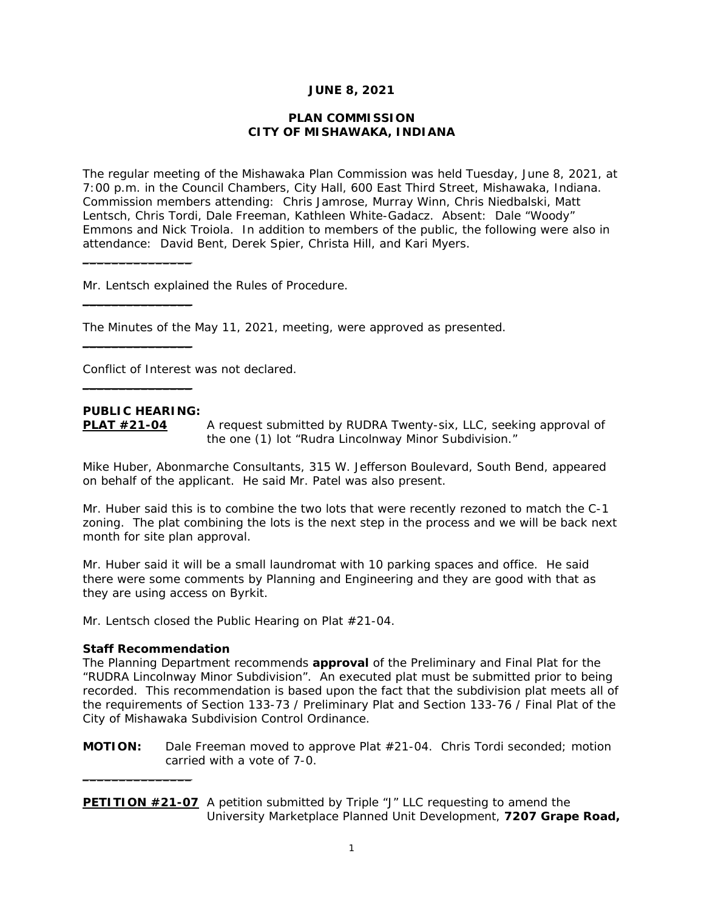**JUNE 8, 2021**

**PLAN COMMISSION**
**CITY OF MISHAWAKA, INDIANA**

The regular meeting of the Mishawaka Plan Commission was held Tuesday, June 8, 2021, at 7:00 p.m. in the Council Chambers, City Hall, 600 East Third Street, Mishawaka, Indiana. Commission members attending: Chris Jamrose, Murray Winn, Chris Niedbalski, Matt Lentsch, Chris Tordi, Dale Freeman, Kathleen White-Gadacz. Absent: Dale "Woody" Emmons and Nick Troiola. In addition to members of the public, the following were also in attendance: David Bent, Derek Spier, Christa Hill, and Kari Myers.

---

Mr. Lentsch explained the Rules of Procedure.

---

The Minutes of the May 11, 2021, meeting, were approved as presented.

---

Conflict of Interest was not declared.

---

**PUBLIC HEARING:**

**PLAT #21-04** A request submitted by RUDRA Twenty-six, LLC, seeking approval of the one (1) lot "Rudra Lincolnway Minor Subdivision."

Mike Huber, Abonmarche Consultants, 315 W. Jefferson Boulevard, South Bend, appeared on behalf of the applicant. He said Mr. Patel was also present.

Mr. Huber said this is to combine the two lots that were recently rezoned to match the C-1 zoning. The plat combining the lots is the next step in the process and we will be back next month for site plan approval.

Mr. Huber said it will be a small laundromat with 10 parking spaces and office. He said there were some comments by Planning and Engineering and they are good with that as they are using access on Byrkit.

Mr. Lentsch closed the Public Hearing on Plat #21-04.

**Staff Recommendation**

The Planning Department recommends **approval** of the Preliminary and Final Plat for the "RUDRA Lincolnway Minor Subdivision". An executed plat must be submitted prior to being recorded. This recommendation is based upon the fact that the subdivision plat meets all of the requirements of Section 133-73 / Preliminary Plat and Section 133-76 / Final Plat of the City of Mishawaka Subdivision Control Ordinance.

**MOTION:** Dale Freeman moved to approve Plat #21-04. Chris Tordi seconded; motion carried with a vote of 7-0.

---

**PETITION #21-07** A petition submitted by Triple "J" LLC requesting to amend the University Marketplace Planned Unit Development, **7207 Grape Road,**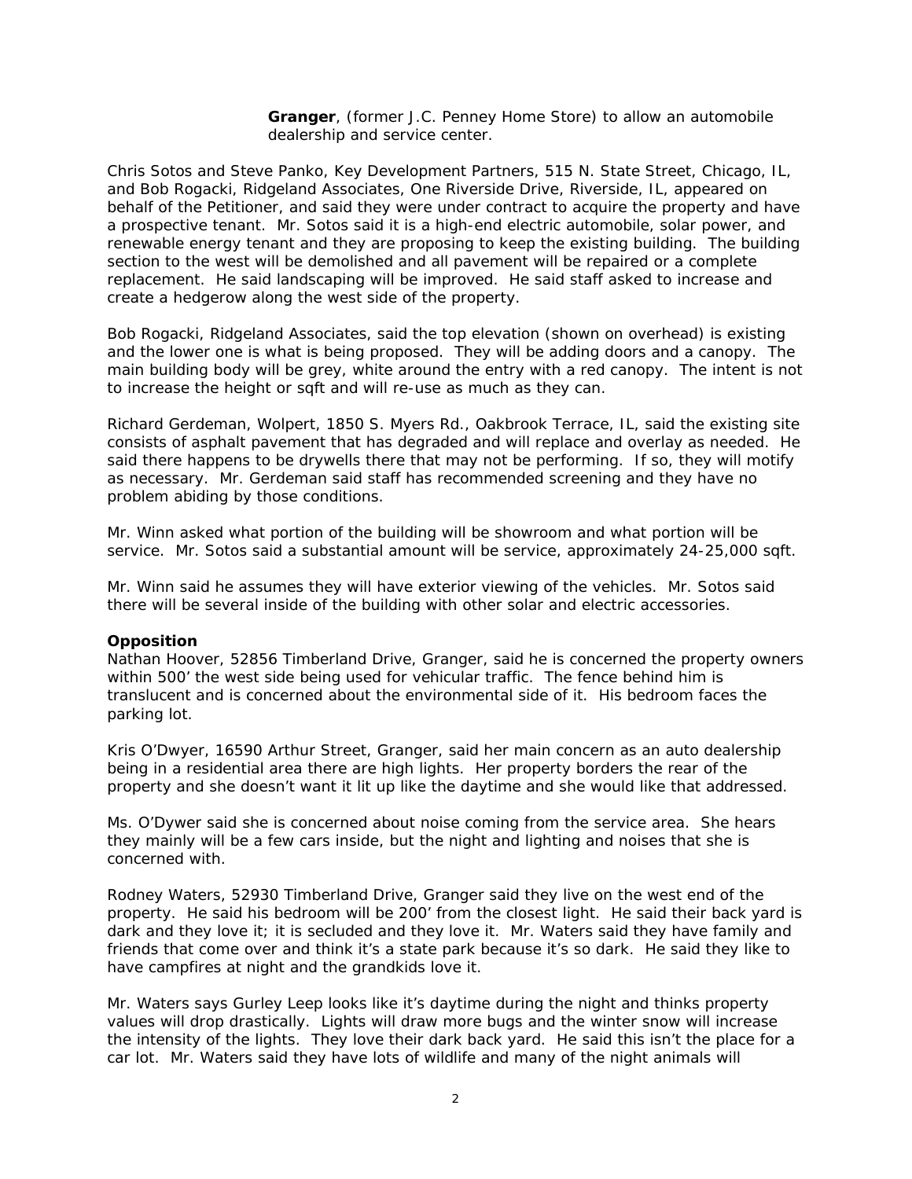**Granger**, (former J.C. Penney Home Store) to allow an automobile dealership and service center.

Chris Sotos and Steve Panko, Key Development Partners, 515 N. State Street, Chicago, IL, and Bob Rogacki, Ridgeland Associates, One Riverside Drive, Riverside, IL, appeared on behalf of the Petitioner, and said they were under contract to acquire the property and have a prospective tenant. Mr. Sotos said it is a high-end electric automobile, solar power, and renewable energy tenant and they are proposing to keep the existing building. The building section to the west will be demolished and all pavement will be repaired or a complete replacement. He said landscaping will be improved. He said staff asked to increase and create a hedgerow along the west side of the property.

Bob Rogacki, Ridgeland Associates, said the top elevation (shown on overhead) is existing and the lower one is what is being proposed. They will be adding doors and a canopy. The main building body will be grey, white around the entry with a red canopy. The intent is not to increase the height or sqft and will re-use as much as they can.

Richard Gerdeman, Wolpert, 1850 S. Myers Rd., Oakbrook Terrace, IL, said the existing site consists of asphalt pavement that has degraded and will replace and overlay as needed. He said there happens to be drywells there that may not be performing. If so, they will motify as necessary. Mr. Gerdeman said staff has recommended screening and they have no problem abiding by those conditions.

Mr. Winn asked what portion of the building will be showroom and what portion will be service. Mr. Sotos said a substantial amount will be service, approximately 24-25,000 sqft.

Mr. Winn said he assumes they will have exterior viewing of the vehicles. Mr. Sotos said there will be several inside of the building with other solar and electric accessories.

**Opposition**

Nathan Hoover, 52856 Timberland Drive, Granger, said he is concerned the property owners within 500' the west side being used for vehicular traffic. The fence behind him is translucent and is concerned about the environmental side of it. His bedroom faces the parking lot.

Kris O'Dwyer, 16590 Arthur Street, Granger, said her main concern as an auto dealership being in a residential area there are high lights. Her property borders the rear of the property and she doesn't want it lit up like the daytime and she would like that addressed.

Ms. O'Dywer said she is concerned about noise coming from the service area. She hears they mainly will be a few cars inside, but the night and lighting and noises that she is concerned with.

Rodney Waters, 52930 Timberland Drive, Granger said they live on the west end of the property. He said his bedroom will be 200' from the closest light. He said their back yard is dark and they love it; it is secluded and they love it. Mr. Waters said they have family and friends that come over and think it's a state park because it's so dark. He said they like to have campfires at night and the grandkids love it.

Mr. Waters says Gurley Leep looks like it's daytime during the night and thinks property values will drop drastically. Lights will draw more bugs and the winter snow will increase the intensity of the lights. They love their dark back yard. He said this isn't the place for a car lot. Mr. Waters said they have lots of wildlife and many of the night animals will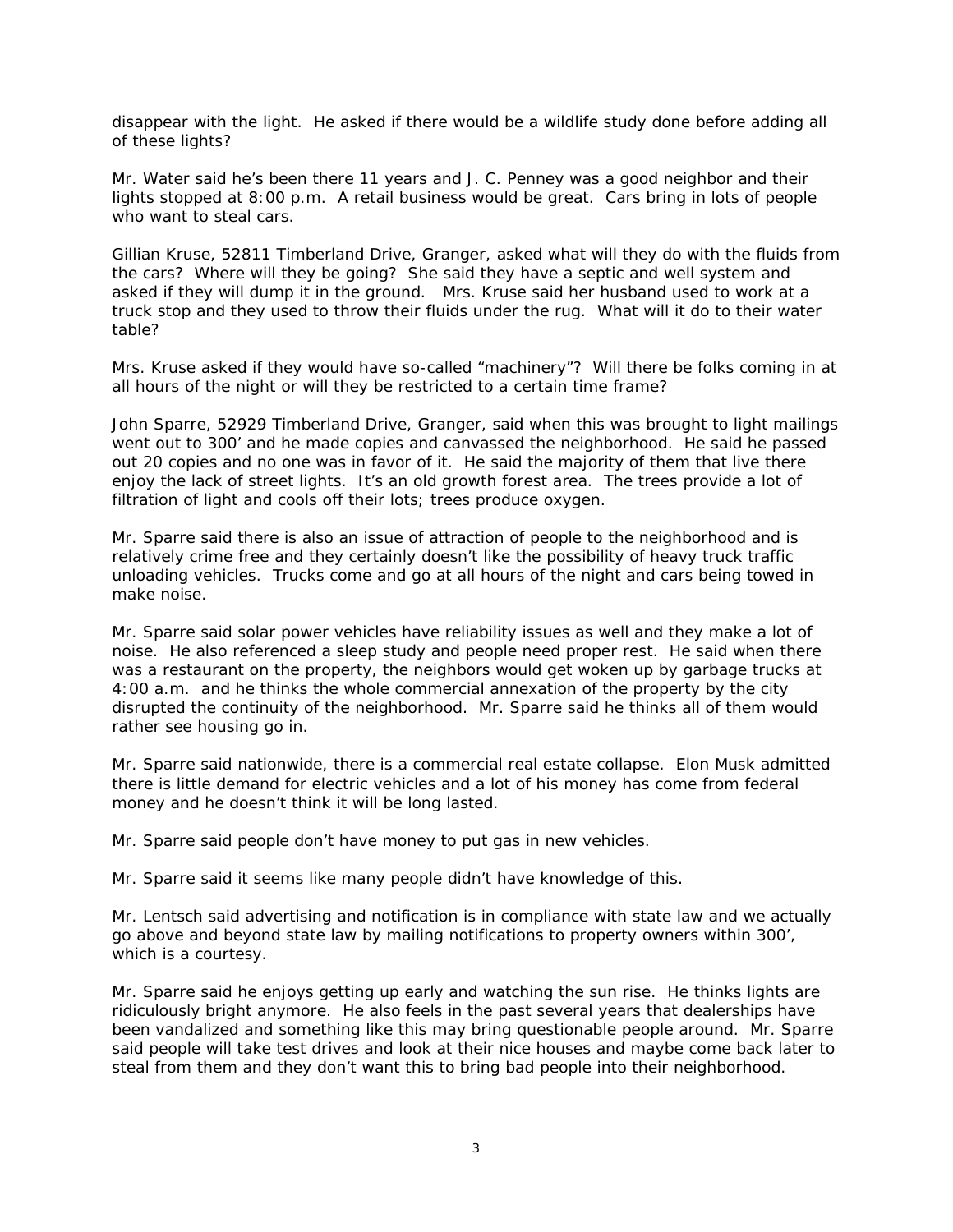disappear with the light. He asked if there would be a wildlife study done before adding all of these lights?

Mr. Water said he's been there 11 years and J. C. Penney was a good neighbor and their lights stopped at 8:00 p.m. A retail business would be great. Cars bring in lots of people who want to steal cars.

Gillian Kruse, 52811 Timberland Drive, Granger, asked what will they do with the fluids from the cars? Where will they be going? She said they have a septic and well system and asked if they will dump it in the ground. Mrs. Kruse said her husband used to work at a truck stop and they used to throw their fluids under the rug. What will it do to their water table?

Mrs. Kruse asked if they would have so-called "machinery"? Will there be folks coming in at all hours of the night or will they be restricted to a certain time frame?

John Sparre, 52929 Timberland Drive, Granger, said when this was brought to light mailings went out to 300' and he made copies and canvassed the neighborhood. He said he passed out 20 copies and no one was in favor of it. He said the majority of them that live there enjoy the lack of street lights. It's an old growth forest area. The trees provide a lot of filtration of light and cools off their lots; trees produce oxygen.

Mr. Sparre said there is also an issue of attraction of people to the neighborhood and is relatively crime free and they certainly doesn't like the possibility of heavy truck traffic unloading vehicles. Trucks come and go at all hours of the night and cars being towed in make noise.

Mr. Sparre said solar power vehicles have reliability issues as well and they make a lot of noise. He also referenced a sleep study and people need proper rest. He said when there was a restaurant on the property, the neighbors would get woken up by garbage trucks at 4:00 a.m. and he thinks the whole commercial annexation of the property by the city disrupted the continuity of the neighborhood. Mr. Sparre said he thinks all of them would rather see housing go in.

Mr. Sparre said nationwide, there is a commercial real estate collapse. Elon Musk admitted there is little demand for electric vehicles and a lot of his money has come from federal money and he doesn't think it will be long lasted.

Mr. Sparre said people don't have money to put gas in new vehicles.

Mr. Sparre said it seems like many people didn't have knowledge of this.

Mr. Lentsch said advertising and notification is in compliance with state law and we actually go above and beyond state law by mailing notifications to property owners within 300', which is a courtesy.

Mr. Sparre said he enjoys getting up early and watching the sun rise. He thinks lights are ridiculously bright anymore. He also feels in the past several years that dealerships have been vandalized and something like this may bring questionable people around. Mr. Sparre said people will take test drives and look at their nice houses and maybe come back later to steal from them and they don't want this to bring bad people into their neighborhood.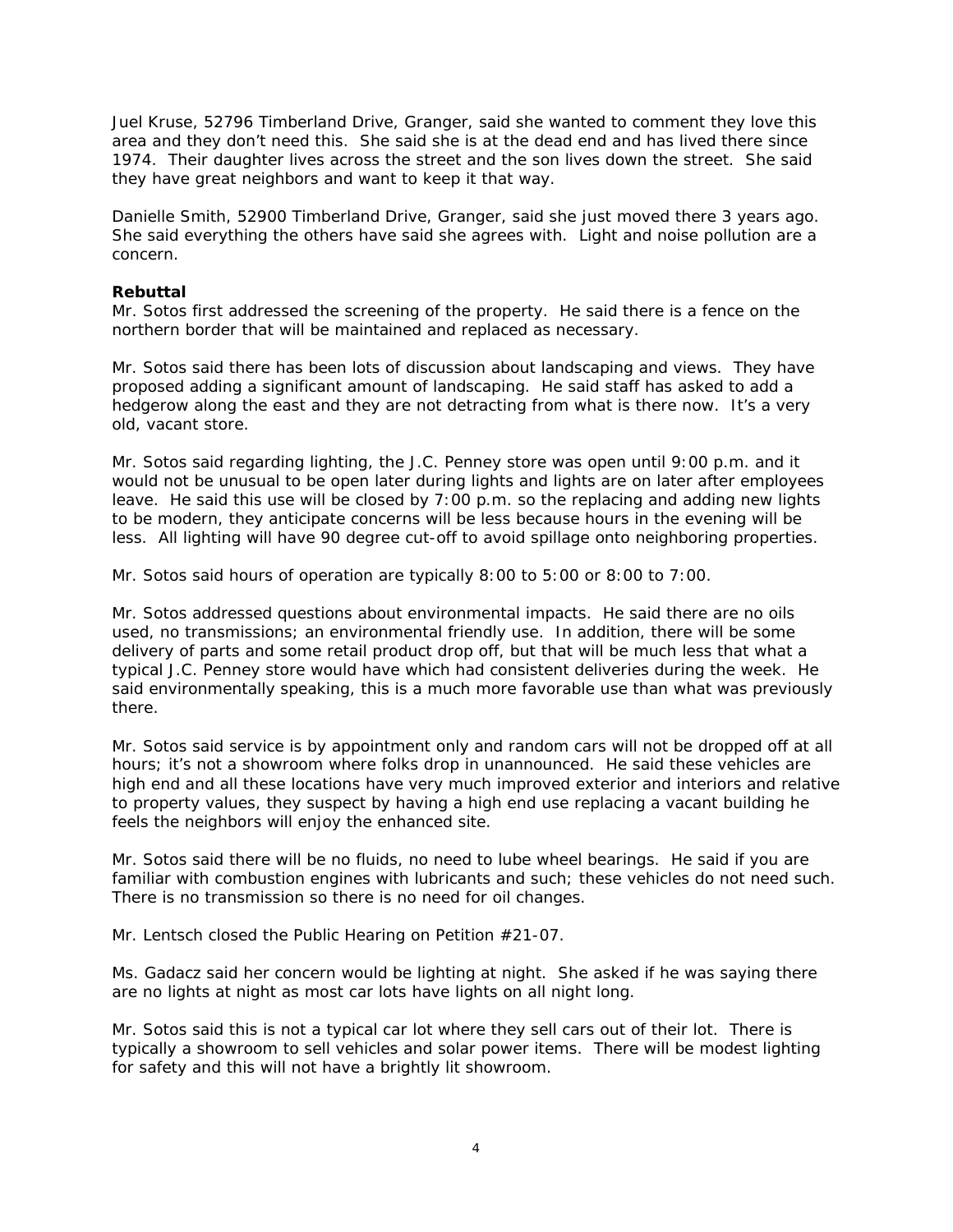Juel Kruse, 52796 Timberland Drive, Granger, said she wanted to comment they love this area and they don't need this. She said she is at the dead end and has lived there since 1974. Their daughter lives across the street and the son lives down the street. She said they have great neighbors and want to keep it that way.

Danielle Smith, 52900 Timberland Drive, Granger, said she just moved there 3 years ago. She said everything the others have said she agrees with. Light and noise pollution are a concern.

**Rebuttal**

Mr. Sotos first addressed the screening of the property. He said there is a fence on the northern border that will be maintained and replaced as necessary.

Mr. Sotos said there has been lots of discussion about landscaping and views. They have proposed adding a significant amount of landscaping. He said staff has asked to add a hedgerow along the east and they are not detracting from what is there now. It's a very old, vacant store.

Mr. Sotos said regarding lighting, the J.C. Penney store was open until 9:00 p.m. and it would not be unusual to be open later during lights and lights are on later after employees leave. He said this use will be closed by 7:00 p.m. so the replacing and adding new lights to be modern, they anticipate concerns will be less because hours in the evening will be less. All lighting will have 90 degree cut-off to avoid spillage onto neighboring properties.

Mr. Sotos said hours of operation are typically 8:00 to 5:00 or 8:00 to 7:00.

Mr. Sotos addressed questions about environmental impacts. He said there are no oils used, no transmissions; an environmental friendly use. In addition, there will be some delivery of parts and some retail product drop off, but that will be much less that what a typical J.C. Penney store would have which had consistent deliveries during the week. He said environmentally speaking, this is a much more favorable use than what was previously there.

Mr. Sotos said service is by appointment only and random cars will not be dropped off at all hours; it's not a showroom where folks drop in unannounced. He said these vehicles are high end and all these locations have very much improved exterior and interiors and relative to property values, they suspect by having a high end use replacing a vacant building he feels the neighbors will enjoy the enhanced site.

Mr. Sotos said there will be no fluids, no need to lube wheel bearings. He said if you are familiar with combustion engines with lubricants and such; these vehicles do not need such. There is no transmission so there is no need for oil changes.

Mr. Lentsch closed the Public Hearing on Petition #21-07.

Ms. Gadacz said her concern would be lighting at night. She asked if he was saying there are no lights at night as most car lots have lights on all night long.

Mr. Sotos said this is not a typical car lot where they sell cars out of their lot. There is typically a showroom to sell vehicles and solar power items. There will be modest lighting for safety and this will not have a brightly lit showroom.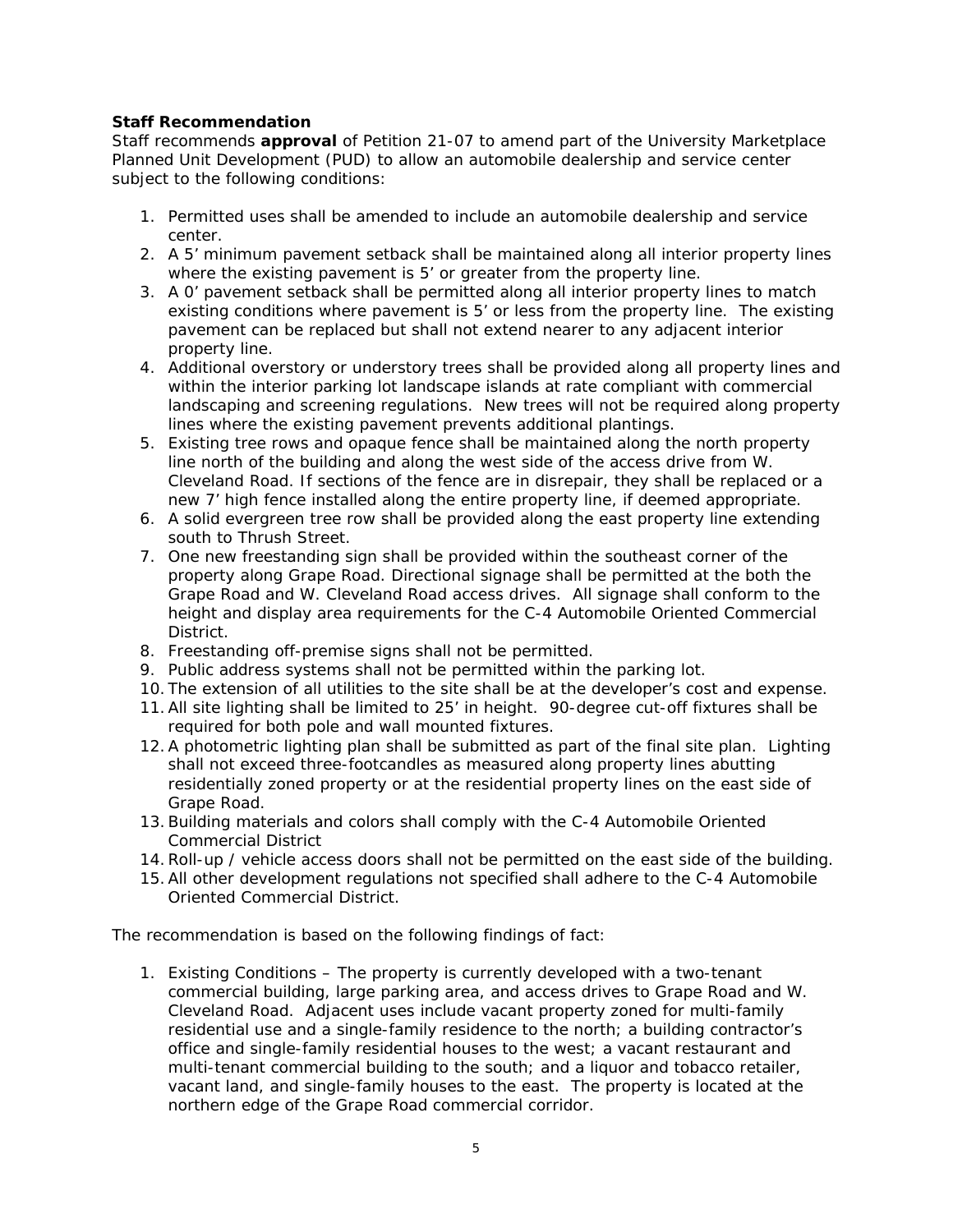**Staff Recommendation**

Staff recommends **approval** of Petition 21-07 to amend part of the University Marketplace Planned Unit Development (PUD) to allow an automobile dealership and service center subject to the following conditions:

1. Permitted uses shall be amended to include an automobile dealership and service center.
2. A 5' minimum pavement setback shall be maintained along all interior property lines where the existing pavement is 5' or greater from the property line.
3. A 0' pavement setback shall be permitted along all interior property lines to match existing conditions where pavement is 5' or less from the property line. The existing pavement can be replaced but shall not extend nearer to any adjacent interior property line.
4. Additional overstory or understory trees shall be provided along all property lines and within the interior parking lot landscape islands at rate compliant with commercial landscaping and screening regulations. New trees will not be required along property lines where the existing pavement prevents additional plantings.
5. Existing tree rows and opaque fence shall be maintained along the north property line north of the building and along the west side of the access drive from W. Cleveland Road. If sections of the fence are in disrepair, they shall be replaced or a new 7' high fence installed along the entire property line, if deemed appropriate.
6. A solid evergreen tree row shall be provided along the east property line extending south to Thrush Street.
7. One new freestanding sign shall be provided within the southeast corner of the property along Grape Road. Directional signage shall be permitted at the both the Grape Road and W. Cleveland Road access drives. All signage shall conform to the height and display area requirements for the C-4 Automobile Oriented Commercial District.
8. Freestanding off-premise signs shall not be permitted.
9. Public address systems shall not be permitted within the parking lot.
10. The extension of all utilities to the site shall be at the developer's cost and expense.
11. All site lighting shall be limited to 25' in height. 90-degree cut-off fixtures shall be required for both pole and wall mounted fixtures.
12. A photometric lighting plan shall be submitted as part of the final site plan. Lighting shall not exceed three-footcandles as measured along property lines abutting residentially zoned property or at the residential property lines on the east side of Grape Road.
13. Building materials and colors shall comply with the C-4 Automobile Oriented Commercial District
14. Roll-up / vehicle access doors shall not be permitted on the east side of the building.
15. All other development regulations not specified shall adhere to the C-4 Automobile Oriented Commercial District.

The recommendation is based on the following findings of fact:

1. Existing Conditions – The property is currently developed with a two-tenant commercial building, large parking area, and access drives to Grape Road and W. Cleveland Road. Adjacent uses include vacant property zoned for multi-family residential use and a single-family residence to the north; a building contractor's office and single-family residential houses to the west; a vacant restaurant and multi-tenant commercial building to the south; and a liquor and tobacco retailer, vacant land, and single-family houses to the east. The property is located at the northern edge of the Grape Road commercial corridor.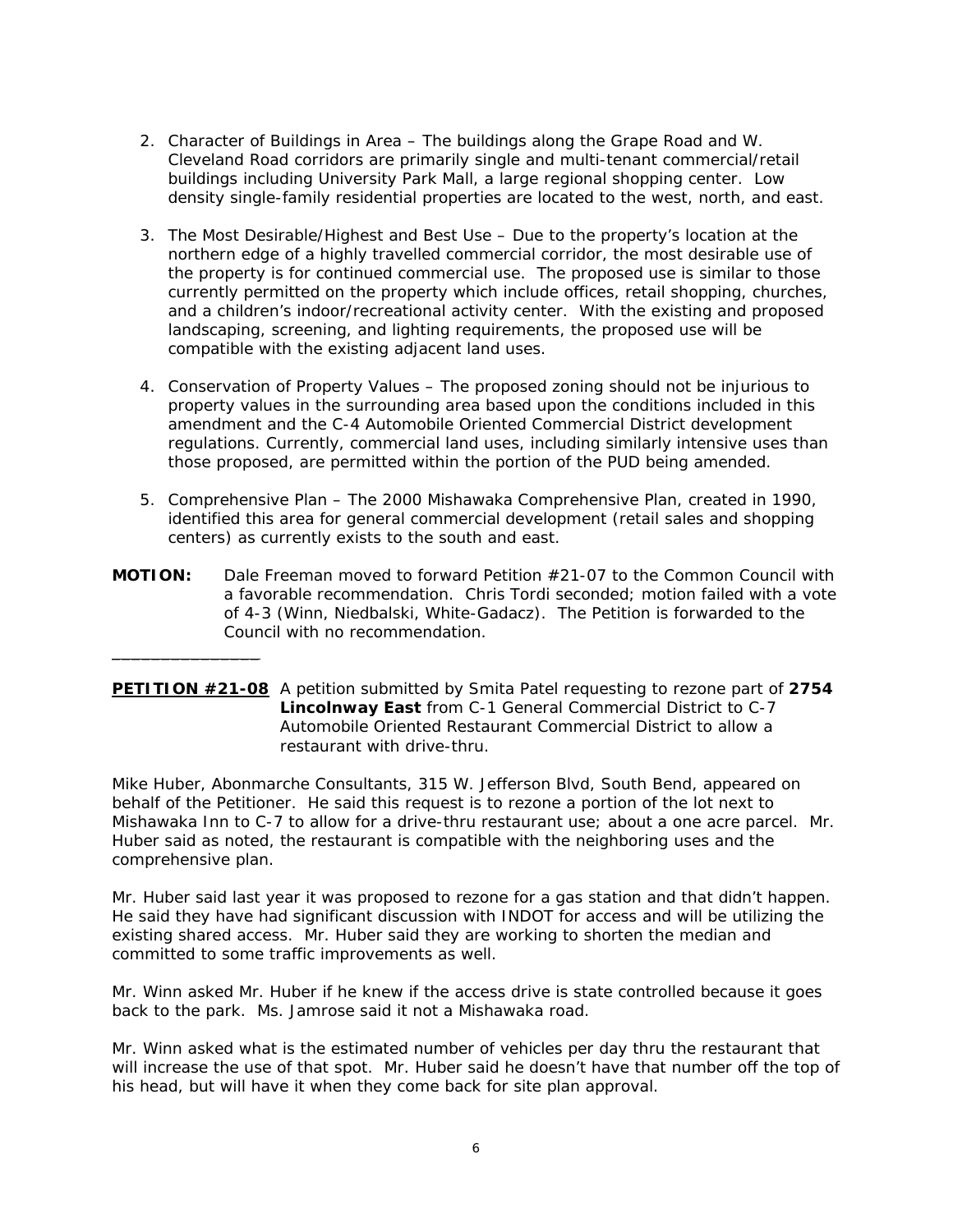2. Character of Buildings in Area – The buildings along the Grape Road and W. Cleveland Road corridors are primarily single and multi-tenant commercial/retail buildings including University Park Mall, a large regional shopping center. Low density single-family residential properties are located to the west, north, and east.

3. The Most Desirable/Highest and Best Use – Due to the property's location at the northern edge of a highly travelled commercial corridor, the most desirable use of the property is for continued commercial use. The proposed use is similar to those currently permitted on the property which include offices, retail shopping, churches, and a children's indoor/recreational activity center. With the existing and proposed landscaping, screening, and lighting requirements, the proposed use will be compatible with the existing adjacent land uses.

4. Conservation of Property Values – The proposed zoning should not be injurious to property values in the surrounding area based upon the conditions included in this amendment and the C-4 Automobile Oriented Commercial District development regulations. Currently, commercial land uses, including similarly intensive uses than those proposed, are permitted within the portion of the PUD being amended.

5. Comprehensive Plan – The 2000 Mishawaka Comprehensive Plan, created in 1990, identified this area for general commercial development (retail sales and shopping centers) as currently exists to the south and east.

**MOTION:** Dale Freeman moved to forward Petition #21-07 to the Common Council with a favorable recommendation. Chris Tordi seconded; motion failed with a vote of 4-3 (Winn, Niedbalski, White-Gadacz). The Petition is forwarded to the Council with no recommendation.

________________

**PETITION #21-08** A petition submitted by Smita Patel requesting to rezone part of **2754 Lincolnway East** from C-1 General Commercial District to C-7 Automobile Oriented Restaurant Commercial District to allow a restaurant with drive-thru.

Mike Huber, Abonmarche Consultants, 315 W. Jefferson Blvd, South Bend, appeared on behalf of the Petitioner. He said this request is to rezone a portion of the lot next to Mishawaka Inn to C-7 to allow for a drive-thru restaurant use; about a one acre parcel. Mr. Huber said as noted, the restaurant is compatible with the neighboring uses and the comprehensive plan.

Mr. Huber said last year it was proposed to rezone for a gas station and that didn't happen. He said they have had significant discussion with INDOT for access and will be utilizing the existing shared access. Mr. Huber said they are working to shorten the median and committed to some traffic improvements as well.

Mr. Winn asked Mr. Huber if he knew if the access drive is state controlled because it goes back to the park. Ms. Jamrose said it not a Mishawaka road.

Mr. Winn asked what is the estimated number of vehicles per day thru the restaurant that will increase the use of that spot. Mr. Huber said he doesn't have that number off the top of his head, but will have it when they come back for site plan approval.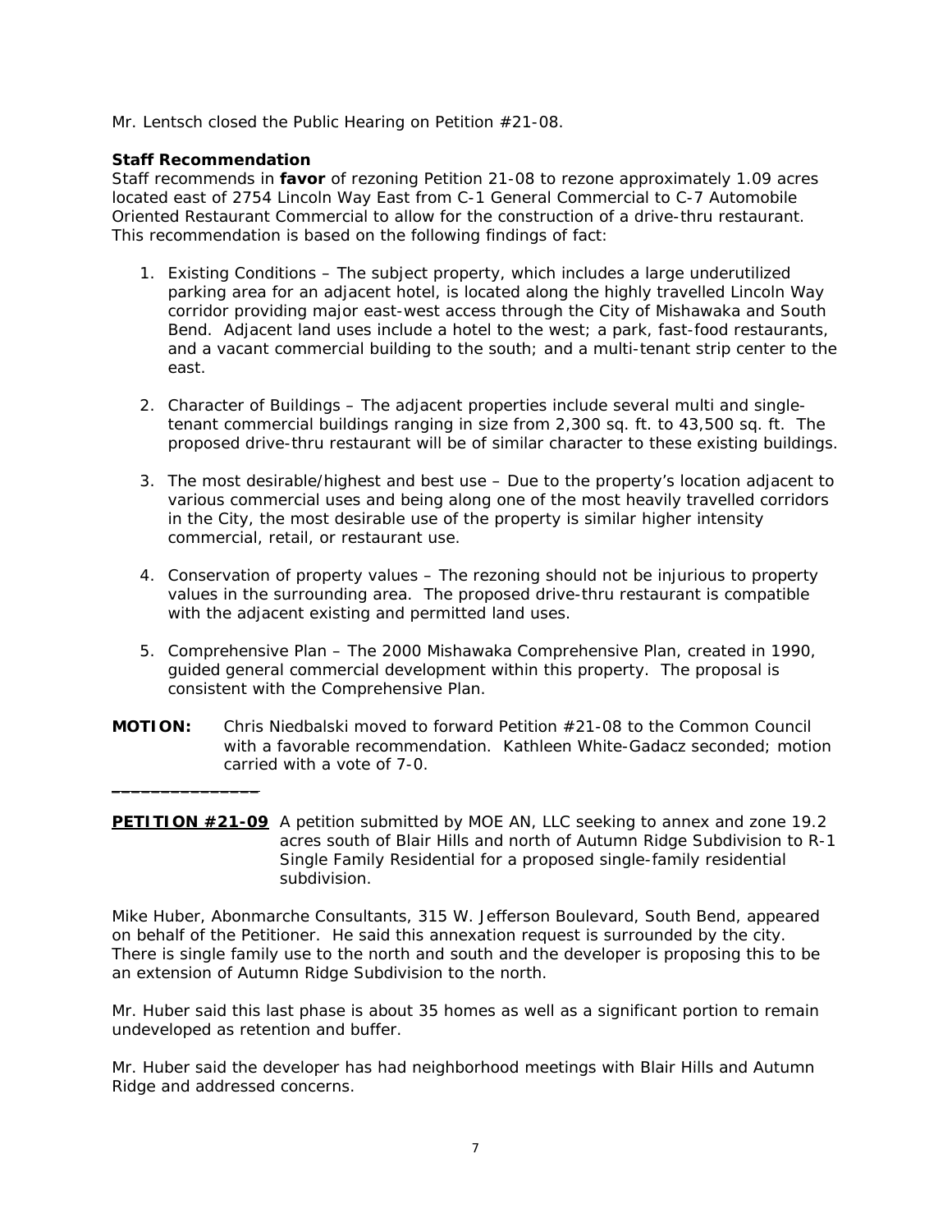Mr. Lentsch closed the Public Hearing on Petition #21-08.

**Staff Recommendation**
Staff recommends in **favor** of rezoning Petition 21-08 to rezone approximately 1.09 acres located east of 2754 Lincoln Way East from C-1 General Commercial to C-7 Automobile Oriented Restaurant Commercial to allow for the construction of a drive-thru restaurant. This recommendation is based on the following findings of fact:

1. Existing Conditions – The subject property, which includes a large underutilized parking area for an adjacent hotel, is located along the highly travelled Lincoln Way corridor providing major east-west access through the City of Mishawaka and South Bend. Adjacent land uses include a hotel to the west; a park, fast-food restaurants, and a vacant commercial building to the south; and a multi-tenant strip center to the east.

2. Character of Buildings – The adjacent properties include several multi and single-tenant commercial buildings ranging in size from 2,300 sq. ft. to 43,500 sq. ft. The proposed drive-thru restaurant will be of similar character to these existing buildings.

3. The most desirable/highest and best use – Due to the property's location adjacent to various commercial uses and being along one of the most heavily travelled corridors in the City, the most desirable use of the property is similar higher intensity commercial, retail, or restaurant use.

4. Conservation of property values – The rezoning should not be injurious to property values in the surrounding area. The proposed drive-thru restaurant is compatible with the adjacent existing and permitted land uses.

5. Comprehensive Plan – The 2000 Mishawaka Comprehensive Plan, created in 1990, guided general commercial development within this property. The proposal is consistent with the Comprehensive Plan.

**MOTION:** Chris Niedbalski moved to forward Petition #21-08 to the Common Council with a favorable recommendation. Kathleen White-Gadacz seconded; motion carried with a vote of 7-0.

---

**PETITION #21-09** A petition submitted by MOE AN, LLC seeking to annex and zone 19.2 acres south of Blair Hills and north of Autumn Ridge Subdivision to R-1 Single Family Residential for a proposed single-family residential subdivision.

Mike Huber, Abonmarche Consultants, 315 W. Jefferson Boulevard, South Bend, appeared on behalf of the Petitioner. He said this annexation request is surrounded by the city. There is single family use to the north and south and the developer is proposing this to be an extension of Autumn Ridge Subdivision to the north.

Mr. Huber said this last phase is about 35 homes as well as a significant portion to remain undeveloped as retention and buffer.

Mr. Huber said the developer has had neighborhood meetings with Blair Hills and Autumn Ridge and addressed concerns.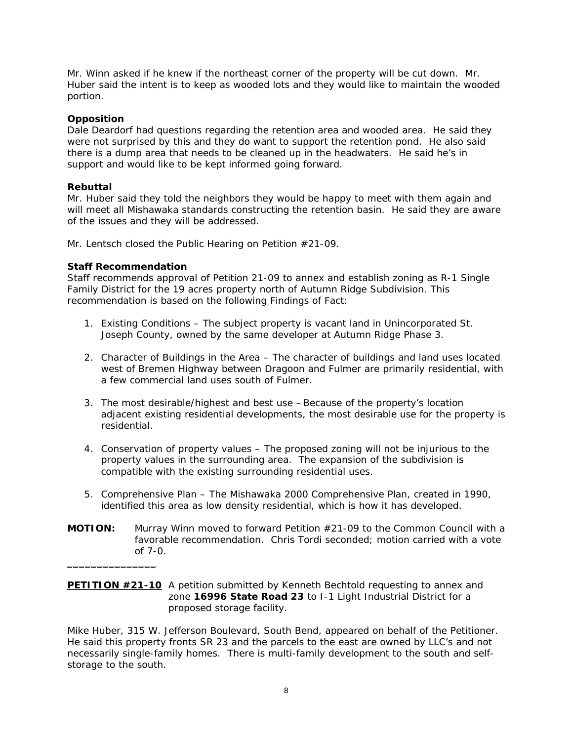Mr. Winn asked if he knew if the northeast corner of the property will be cut down. Mr. Huber said the intent is to keep as wooded lots and they would like to maintain the wooded portion.

**Opposition**
Dale Deardorf had questions regarding the retention area and wooded area. He said they were not surprised by this and they do want to support the retention pond. He also said there is a dump area that needs to be cleaned up in the headwaters. He said he's in support and would like to be kept informed going forward.

**Rebuttal**
Mr. Huber said they told the neighbors they would be happy to meet with them again and will meet all Mishawaka standards constructing the retention basin. He said they are aware of the issues and they will be addressed.

Mr. Lentsch closed the Public Hearing on Petition #21-09.

**Staff Recommendation**
Staff recommends approval of Petition 21-09 to annex and establish zoning as R-1 Single Family District for the 19 acres property north of Autumn Ridge Subdivision. This recommendation is based on the following Findings of Fact:

1. Existing Conditions – The subject property is vacant land in Unincorporated St. Joseph County, owned by the same developer at Autumn Ridge Phase 3.

2. Character of Buildings in the Area – The character of buildings and land uses located west of Bremen Highway between Dragoon and Fulmer are primarily residential, with a few commercial land uses south of Fulmer.

3. The most desirable/highest and best use – Because of the property's location adjacent existing residential developments, the most desirable use for the property is residential.

4. Conservation of property values – The proposed zoning will not be injurious to the property values in the surrounding area. The expansion of the subdivision is compatible with the existing surrounding residential uses.

5. Comprehensive Plan – The Mishawaka 2000 Comprehensive Plan, created in 1990, identified this area as low density residential, which is how it has developed.

**MOTION:** Murray Winn moved to forward Petition #21-09 to the Common Council with a favorable recommendation. Chris Tordi seconded; motion carried with a vote of 7-0.

---

**PETITION #21-10** A petition submitted by Kenneth Bechtold requesting to annex and zone **16996 State Road 23** to I-1 Light Industrial District for a proposed storage facility.

Mike Huber, 315 W. Jefferson Boulevard, South Bend, appeared on behalf of the Petitioner. He said this property fronts SR 23 and the parcels to the east are owned by LLC's and not necessarily single-family homes. There is multi-family development to the south and self-storage to the south.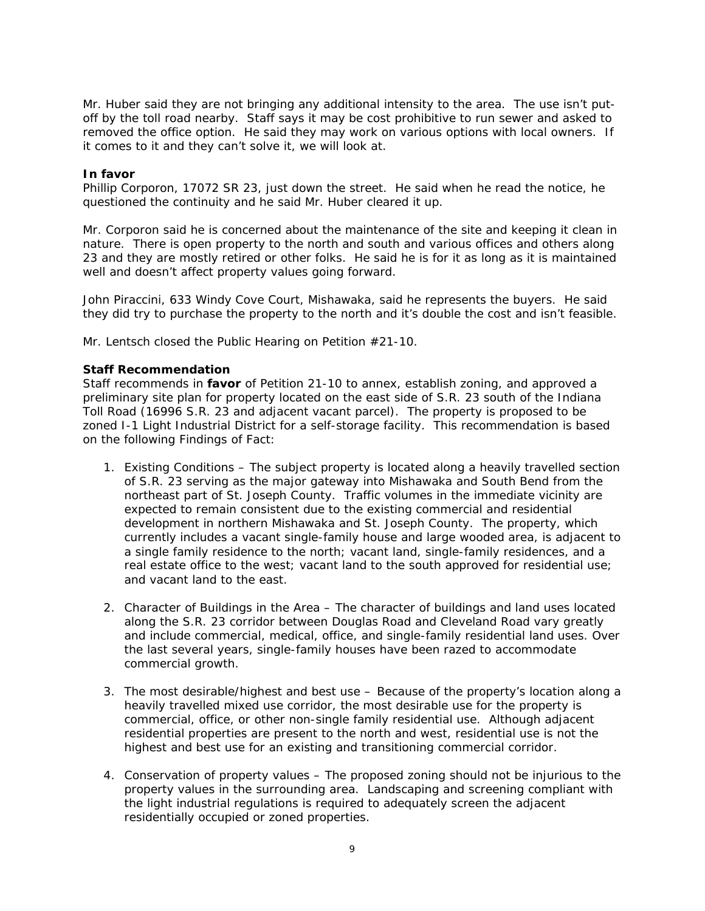Mr. Huber said they are not bringing any additional intensity to the area. The use isn't put-off by the toll road nearby. Staff says it may be cost prohibitive to run sewer and asked to removed the office option. He said they may work on various options with local owners. If it comes to it and they can't solve it, we will look at.

**In favor**

Phillip Corporon, 17072 SR 23, just down the street. He said when he read the notice, he questioned the continuity and he said Mr. Huber cleared it up.

Mr. Corporon said he is concerned about the maintenance of the site and keeping it clean in nature. There is open property to the north and south and various offices and others along 23 and they are mostly retired or other folks. He said he is for it as long as it is maintained well and doesn't affect property values going forward.

John Piraccini, 633 Windy Cove Court, Mishawaka, said he represents the buyers. He said they did try to purchase the property to the north and it's double the cost and isn't feasible.

Mr. Lentsch closed the Public Hearing on Petition #21-10.

**Staff Recommendation**

Staff recommends in **favor** of Petition 21-10 to annex, establish zoning, and approved a preliminary site plan for property located on the east side of S.R. 23 south of the Indiana Toll Road (16996 S.R. 23 and adjacent vacant parcel). The property is proposed to be zoned I-1 Light Industrial District for a self-storage facility. This recommendation is based on the following Findings of Fact:

1. Existing Conditions – The subject property is located along a heavily travelled section of S.R. 23 serving as the major gateway into Mishawaka and South Bend from the northeast part of St. Joseph County. Traffic volumes in the immediate vicinity are expected to remain consistent due to the existing commercial and residential development in northern Mishawaka and St. Joseph County. The property, which currently includes a vacant single-family house and large wooded area, is adjacent to a single family residence to the north; vacant land, single-family residences, and a real estate office to the west; vacant land to the south approved for residential use; and vacant land to the east.

2. Character of Buildings in the Area – The character of buildings and land uses located along the S.R. 23 corridor between Douglas Road and Cleveland Road vary greatly and include commercial, medical, office, and single-family residential land uses. Over the last several years, single-family houses have been razed to accommodate commercial growth.

3. The most desirable/highest and best use – Because of the property's location along a heavily travelled mixed use corridor, the most desirable use for the property is commercial, office, or other non-single family residential use. Although adjacent residential properties are present to the north and west, residential use is not the highest and best use for an existing and transitioning commercial corridor.

4. Conservation of property values – The proposed zoning should not be injurious to the property values in the surrounding area. Landscaping and screening compliant with the light industrial regulations is required to adequately screen the adjacent residentially occupied or zoned properties.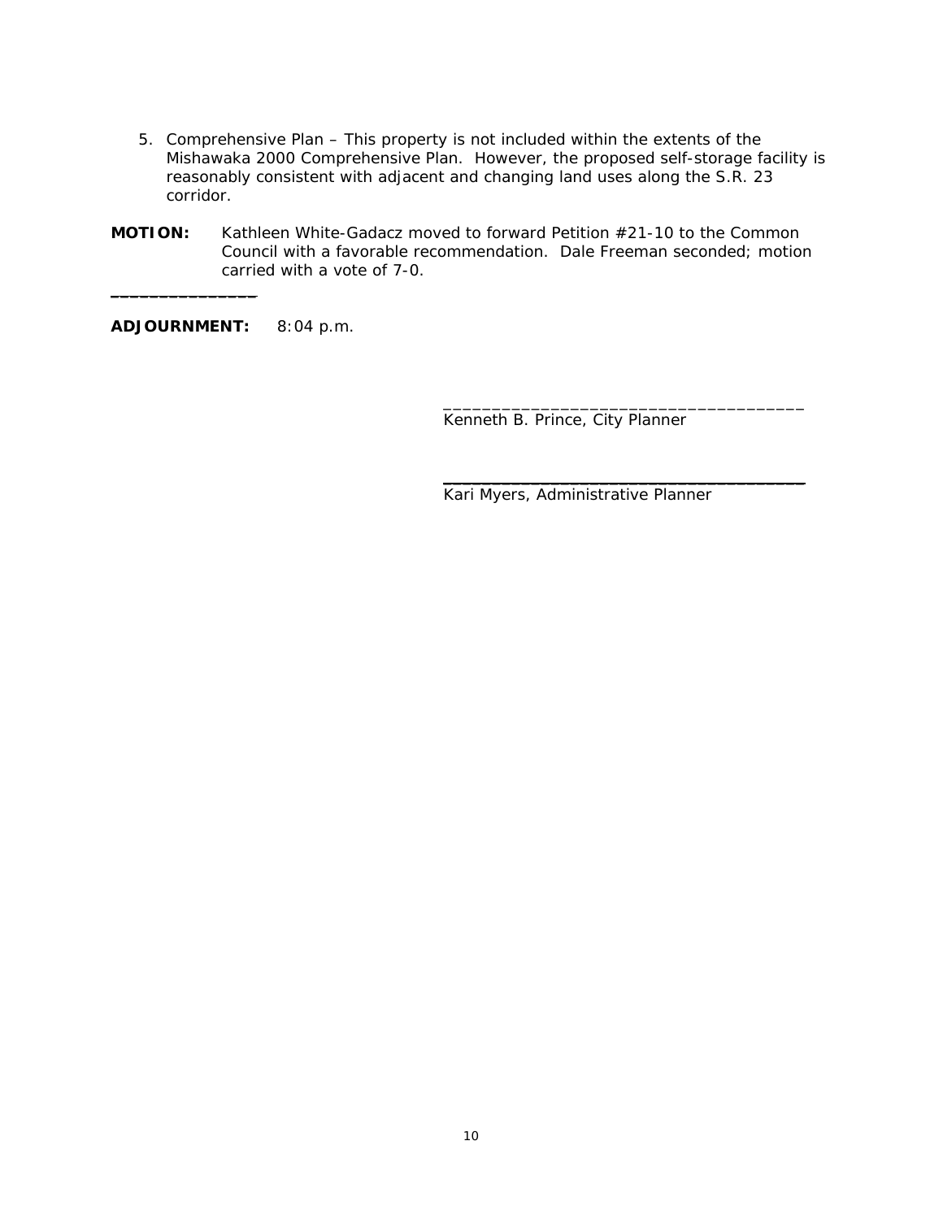5. Comprehensive Plan – This property is not included within the extents of the Mishawaka 2000 Comprehensive Plan. However, the proposed self-storage facility is reasonably consistent with adjacent and changing land uses along the S.R. 23 corridor.

**MOTION:** Kathleen White-Gadacz moved to forward Petition #21-10 to the Common Council with a favorable recommendation. Dale Freeman seconded; motion carried with a vote of 7-0.

---

**ADJOURNMENT:** 8:04 p.m.

_____________________________________
Kenneth B. Prince, City Planner

_____________________________________
Kari Myers, Administrative Planner